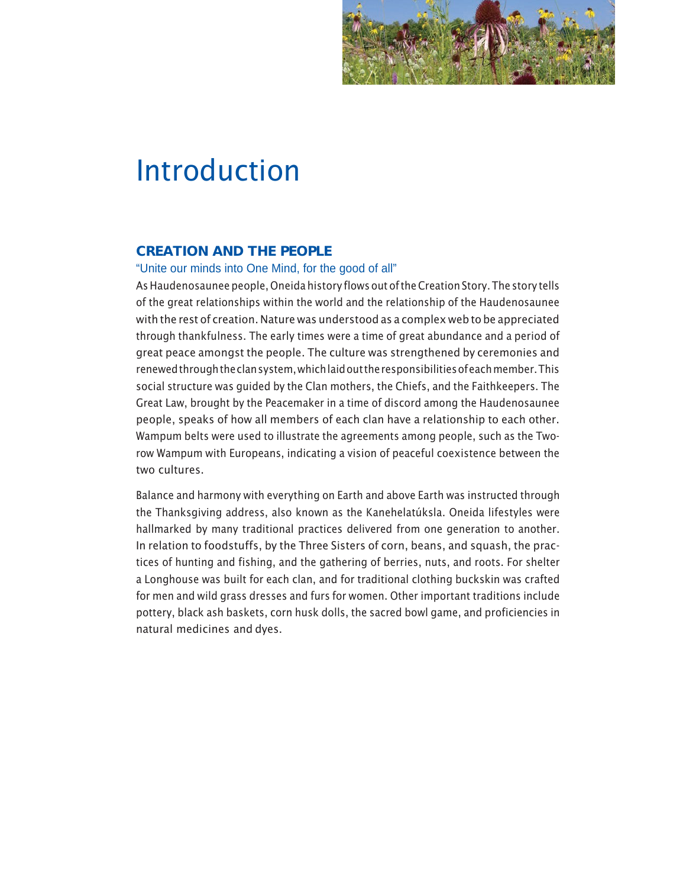# Introduction

## CREATION AND THE PEOPLE

“Unite our minds into One Mind, for the good of all”

As Haudenosaunee people, Oneida history flows out of the Creation Story. The story tells of the great relationships within the world and the relationship of the Haudenosaunee with the rest of creation. Nature was understood as a complex web to be appreciated through thankfulness. The early times were a time of great abundance and a period of great peace amongst the people. The culture was strengthened by ceremonies and renewed through the clan system, which laid out the responsibilities of each member. This social structure was guided by the Clan mothers, the Chiefs, and the Faithkeepers. The Great Law, brought by the Peacemaker in a time of discord among the Haudenosaunee people, speaks of how all members of each clan have a relationship to each other. Wampum belts were used to illustrate the agreements among people, such as the Two-row Wampum with Europeans, indicating a vision of peaceful coexistence between the two cultures.

Balance and harmony with everything on Earth and above Earth was instructed through the Thanksgiving address, also known as the Kanehelatúksla. Oneida lifestyles were hallmarked by many traditional practices delivered from one generation to another. In relation to foodstuffs, by the Three Sisters of corn, beans, and squash, the practices of hunting and fishing, and the gathering of berries, nuts, and roots. For shelter a Longhouse was built for each clan, and for traditional clothing buckskin was crafted for men and wild grass dresses and furs for women. Other important traditions include pottery, black ash baskets, corn husk dolls, the sacred bowl game, and proficiencies in natural medicines and dyes.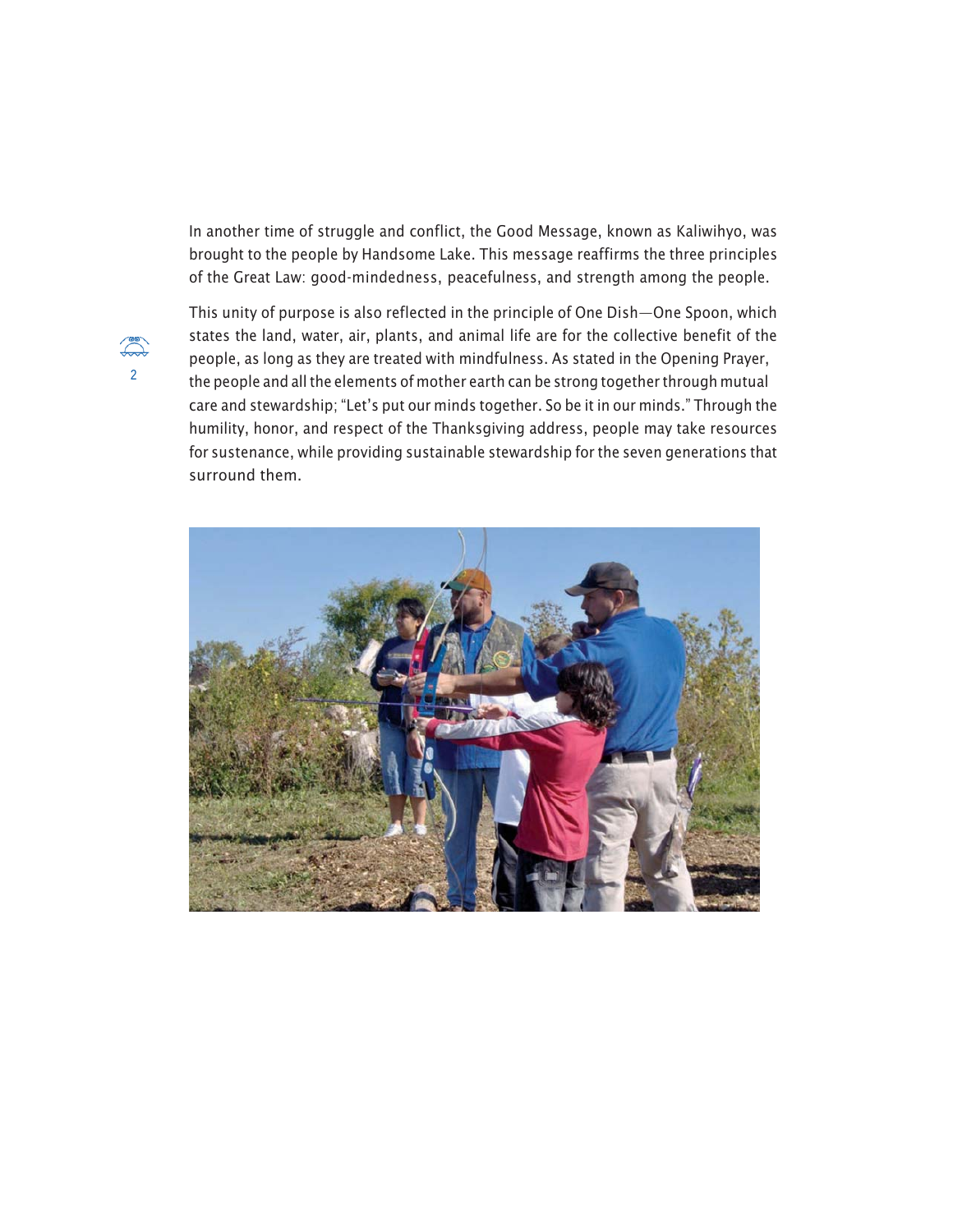In another time of struggle and conflict, the Good Message, known as Kaliwihyo, was brought to the people by Handsome Lake. This message reaffirms the three principles of the Great Law: good-mindedness, peacefulness, and strength among the people.

This unity of purpose is also reflected in the principle of One Dish—One Spoon, which states the land, water, air, plants, and animal life are for the collective benefit of the people, as long as they are treated with mindfulness. As stated in the Opening Prayer, the people and all the elements of mother earth can be strong together through mutual care and stewardship; "Let's put our minds together. So be it in our minds." Through the humility, honor, and respect of the Thanksgiving address, people may take resources for sustenance, while providing sustainable stewardship for the seven generations that surround them.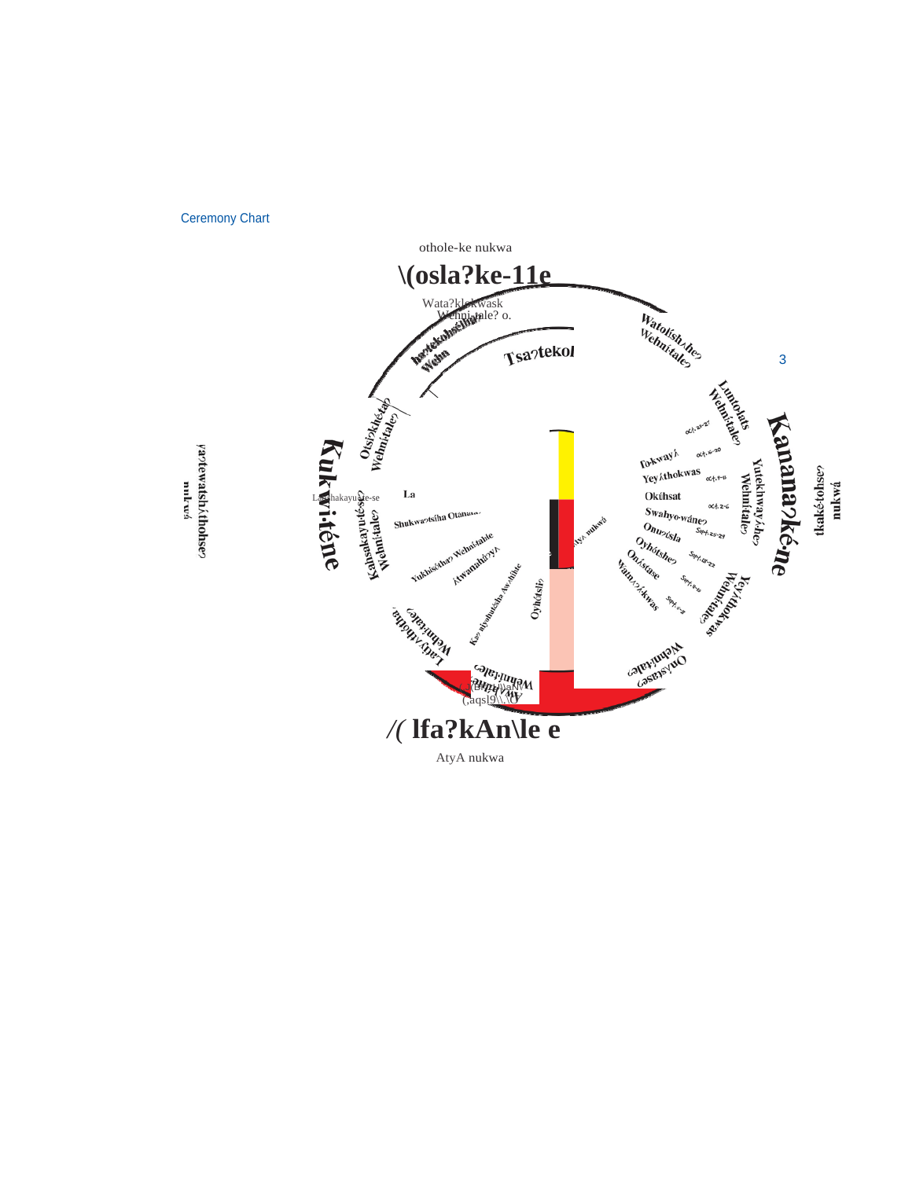Ceremony Chart

othole-ke nukwa

\(osla?ke-11e

Wata?klokwask

Wehnitale? o.

Tsa?tekol

Watolishʌhe? Wehnítale?

Luntolats Wehnítale?

Kanana?ké·ne

tkakélohse? nukwá

Yutekhwayʌhe? Wehnítale?

Oct. 23-27

Oct. 16-20

Tokwayʌ́

Yeyʌ́thokwas

Oct. 9-13

Okúhsat

Oct. 2-6

Swahyo·wáne?

Sept. 25-29

Onu?úsla

Oyhótshe?

Sept. 18-22

Onʌ́stase

Sept. 11-15

Watnʌʌ́kwas

Sept. 4-8

Yeyʌ́thokwas Wehnítale?

Onʌ́stase? Wehnítale?

atyʌ nukwá

Oyhʌ́tsli?

Kukwi·téne

ya?tewatshʌ́thohse? nukwá

Otsiʔkhéta? Wehnítale?

Lashakayuhte-se

La

Kahsakayu·tése? Wehnítale?

Shukwa?tsíha Otana...

Yukhisótha? Wehnítahle

Atwanahéʔyʌ

Ka? niyohutsha Awʌhihte

Laʔʌhótha Wehnítale?

Wehnítale

/( lfa?kAn\le e

AtyA nukwa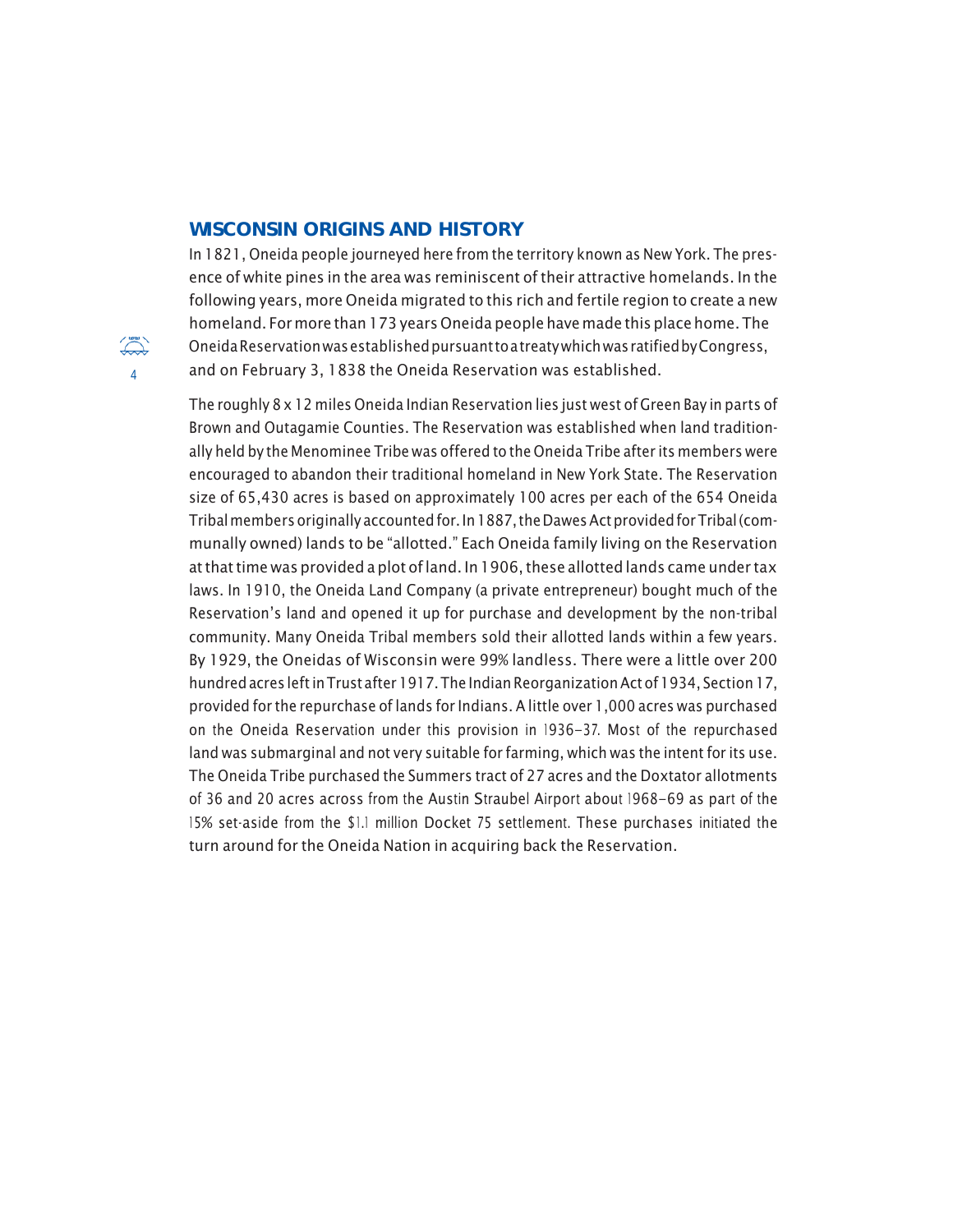## WISCONSIN ORIGINS AND HISTORY

In 1821, Oneida people journeyed here from the territory known as New York. The presence of white pines in the area was reminiscent of their attractive homelands. In the following years, more Oneida migrated to this rich and fertile region to create a new homeland. For more than 173 years Oneida people have made this place home. The Oneida Reservation was established pursuant to a treaty which was ratified by Congress, and on February 3, 1838 the Oneida Reservation was established.

The roughly 8 x 12 miles Oneida Indian Reservation lies just west of Green Bay in parts of Brown and Outagamie Counties. The Reservation was established when land traditionally held by the Menominee Tribe was offered to the Oneida Tribe after its members were encouraged to abandon their traditional homeland in New York State. The Reservation size of 65,430 acres is based on approximately 100 acres per each of the 654 Oneida Tribal members originally accounted for. In 1887, the Dawes Act provided for Tribal (communally owned) lands to be "allotted." Each Oneida family living on the Reservation at that time was provided a plot of land. In 1906, these allotted lands came under tax laws. In 1910, the Oneida Land Company (a private entrepreneur) bought much of the Reservation's land and opened it up for purchase and development by the non-tribal community. Many Oneida Tribal members sold their allotted lands within a few years. By 1929, the Oneidas of Wisconsin were 99% landless. There were a little over 200 hundred acres left in Trust after 1917. The Indian Reorganization Act of 1934, Section 17, provided for the repurchase of lands for Indians. A little over 1,000 acres was purchased on the Oneida Reservation under this provision in 1936–37. Most of the repurchased land was submarginal and not very suitable for farming, which was the intent for its use. The Oneida Tribe purchased the Summers tract of 27 acres and the Doxtator allotments of 36 and 20 acres across from the Austin Straubel Airport about 1968–69 as part of the 15% set-aside from the $1.1 million Docket 75 settlement. These purchases initiated the turn around for the Oneida Nation in acquiring back the Reservation.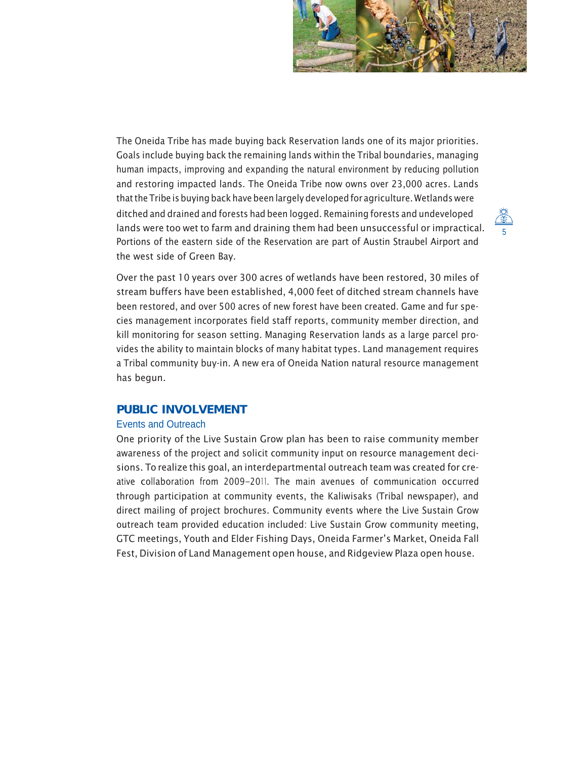The Oneida Tribe has made buying back Reservation lands one of its major priorities. Goals include buying back the remaining lands within the Tribal boundaries, managing human impacts, improving and expanding the natural environment by reducing pollution and restoring impacted lands. The Oneida Tribe now owns over 23,000 acres. Lands that the Tribe is buying back have been largely developed for agriculture. Wetlands were ditched and drained and forests had been logged. Remaining forests and undeveloped lands were too wet to farm and draining them had been unsuccessful or impractical. Portions of the eastern side of the Reservation are part of Austin Straubel Airport and the west side of Green Bay.

Over the past 10 years over 300 acres of wetlands have been restored, 30 miles of stream buffers have been established, 4,000 feet of ditched stream channels have been restored, and over 500 acres of new forest have been created. Game and fur species management incorporates field staff reports, community member direction, and kill monitoring for season setting. Managing Reservation lands as a large parcel provides the ability to maintain blocks of many habitat types. Land management requires a Tribal community buy-in. A new era of Oneida Nation natural resource management has begun.

## PUBLIC INVOLVEMENT

### Events and Outreach

One priority of the Live Sustain Grow plan has been to raise community member awareness of the project and solicit community input on resource management decisions. To realize this goal, an interdepartmental outreach team was created for creative collaboration from 2009–2011. The main avenues of communication occurred through participation at community events, the Kaliwisaks (Tribal newspaper), and direct mailing of project brochures. Community events where the Live Sustain Grow outreach team provided education included: Live Sustain Grow community meeting, GTC meetings, Youth and Elder Fishing Days, Oneida Farmer's Market, Oneida Fall Fest, Division of Land Management open house, and Ridgeview Plaza open house.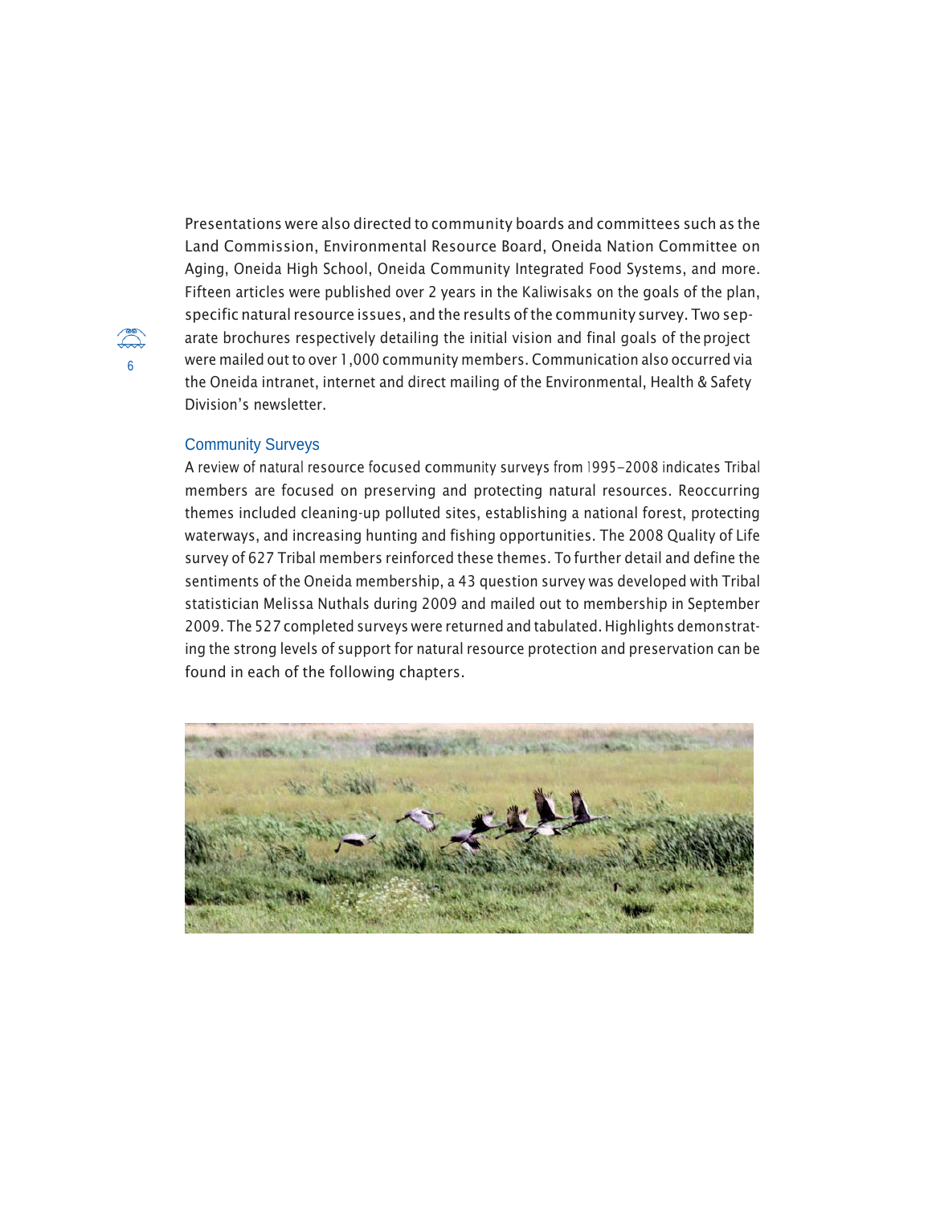Presentations were also directed to community boards and committees such as the Land Commission, Environmental Resource Board, Oneida Nation Committee on Aging, Oneida High School, Oneida Community Integrated Food Systems, and more. Fifteen articles were published over 2 years in the Kaliwisaks on the goals of the plan, specific natural resource issues, and the results of the community survey. Two separate brochures respectively detailing the initial vision and final goals of the project were mailed out to over 1,000 community members. Communication also occurred via the Oneida intranet, internet and direct mailing of the Environmental, Health & Safety Division's newsletter.

## Community Surveys

A review of natural resource focused community surveys from 1995–2008 indicates Tribal members are focused on preserving and protecting natural resources. Reoccurring themes included cleaning-up polluted sites, establishing a national forest, protecting waterways, and increasing hunting and fishing opportunities. The 2008 Quality of Life survey of 627 Tribal members reinforced these themes. To further detail and define the sentiments of the Oneida membership, a 43 question survey was developed with Tribal statistician Melissa Nuthals during 2009 and mailed out to membership in September 2009. The 527 completed surveys were returned and tabulated. Highlights demonstrating the strong levels of support for natural resource protection and preservation can be found in each of the following chapters.